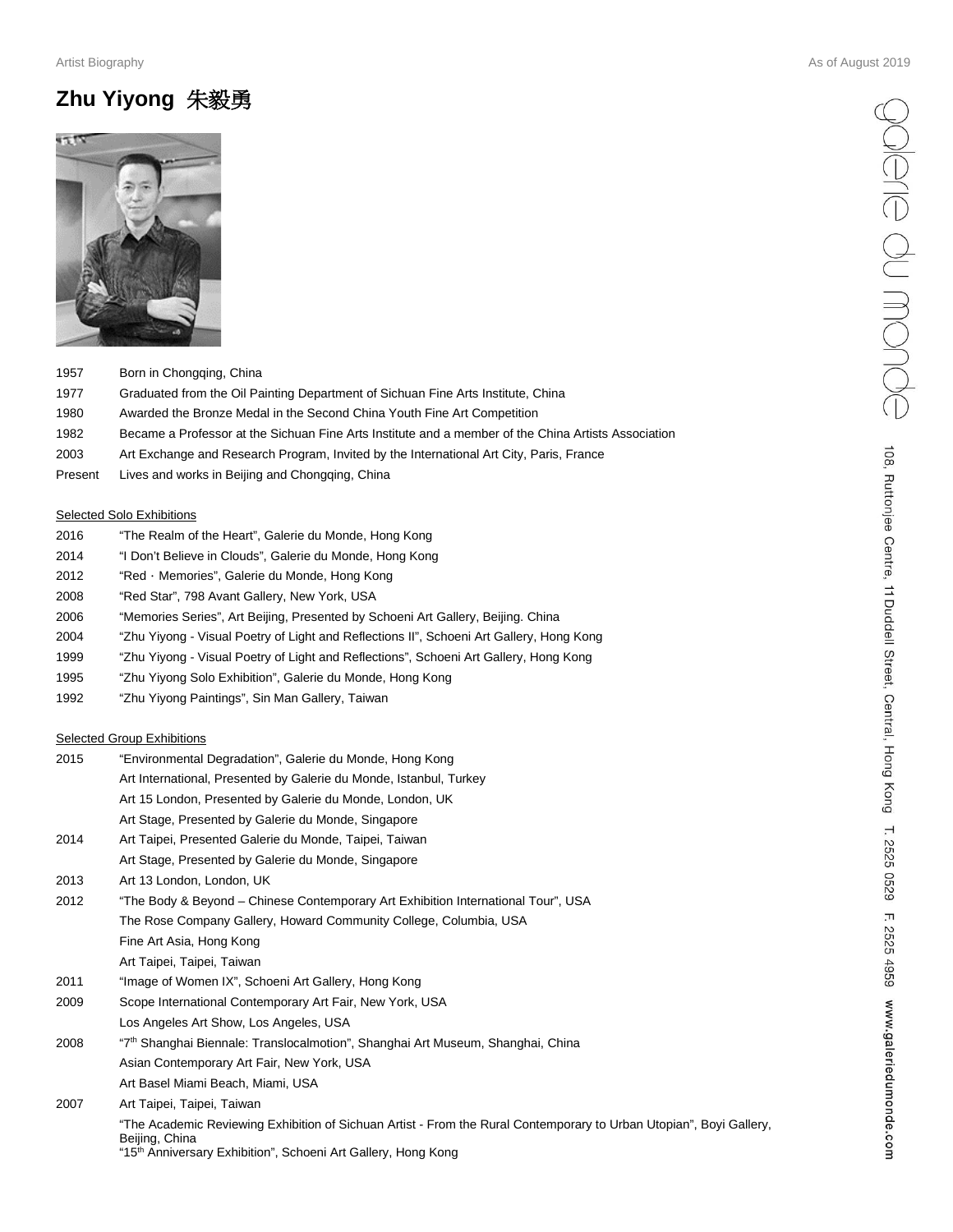# Zhu Yiyong 朱毅勇

| | |
|---|---|
| 1957 | Born in Chongqing, China |
| 1977 | Graduated from the Oil Painting Department of Sichuan Fine Arts Institute, China |
| 1980 | Awarded the Bronze Medal in the Second China Youth Fine Art Competition |
| 1982 | Became a Professor at the Sichuan Fine Arts Institute and a member of the China Artists Association |
| 2003 | Art Exchange and Research Program, Invited by the International Art City, Paris, France |
| Present | Lives and works in Beijing and Chongqing, China |

## Selected Solo Exhibitions

| | |
|---|---|
| 2016 | "The Realm of the Heart", Galerie du Monde, Hong Kong |
| 2014 | "I Don't Believe in Clouds", Galerie du Monde, Hong Kong |
| 2012 | "Red · Memories", Galerie du Monde, Hong Kong |
| 2008 | "Red Star", 798 Avant Gallery, New York, USA |
| 2006 | "Memories Series", Art Beijing, Presented by Schoeni Art Gallery, Beijing. China |
| 2004 | "Zhu Yiyong - Visual Poetry of Light and Reflections II", Schoeni Art Gallery, Hong Kong |
| 1999 | "Zhu Yiyong - Visual Poetry of Light and Reflections", Schoeni Art Gallery, Hong Kong |
| 1995 | "Zhu Yiyong Solo Exhibition", Galerie du Monde, Hong Kong |
| 1992 | "Zhu Yiyong Paintings", Sin Man Gallery, Taiwan |

## Selected Group Exhibitions

| | |
|---|---|
| 2015 | "Environmental Degradation", Galerie du Monde, Hong Kong |
| | Art International, Presented by Galerie du Monde, Istanbul, Turkey |
| | Art 15 London, Presented by Galerie du Monde, London, UK |
| | Art Stage, Presented by Galerie du Monde, Singapore |
| 2014 | Art Taipei, Presented Galerie du Monde, Taipei, Taiwan |
| | Art Stage, Presented by Galerie du Monde, Singapore |
| 2013 | Art 13 London, London, UK |
| 2012 | "The Body & Beyond – Chinese Contemporary Art Exhibition International Tour", USA |
| | The Rose Company Gallery, Howard Community College, Columbia, USA |
| | Fine Art Asia, Hong Kong |
| | Art Taipei, Taipei, Taiwan |
| 2011 | "Image of Women IX", Schoeni Art Gallery, Hong Kong |
| 2009 | Scope International Contemporary Art Fair, New York, USA |
| | Los Angeles Art Show, Los Angeles, USA |
| 2008 | "7th Shanghai Biennale: Translocalmotion", Shanghai Art Museum, Shanghai, China |
| | Asian Contemporary Art Fair, New York, USA |
| | Art Basel Miami Beach, Miami, USA |
| 2007 | Art Taipei, Taipei, Taiwan |
| | "The Academic Reviewing Exhibition of Sichuan Artist - From the Rural Contemporary to Urban Utopian", Boyi Gallery, Beijing, China |
| | "15th Anniversary Exhibition", Schoeni Art Gallery, Hong Kong |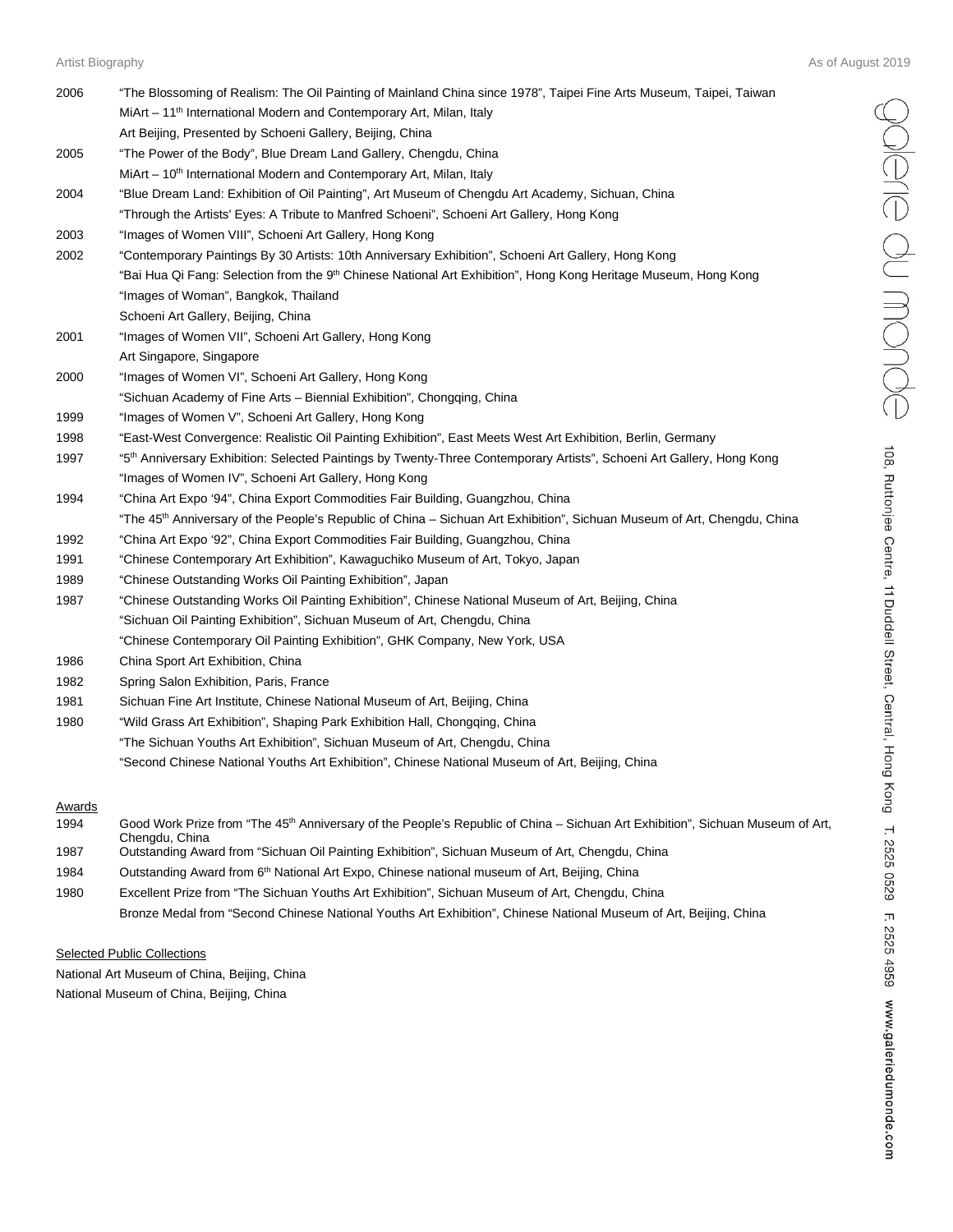| | |
|---|---|
| 2006 | "The Blossoming of Realism: The Oil Painting of Mainland China since 1978", Taipei Fine Arts Museum, Taipei, Taiwan |
| | MiArt – 11th International Modern and Contemporary Art, Milan, Italy |
| | Art Beijing, Presented by Schoeni Gallery, Beijing, China |
| 2005 | "The Power of the Body", Blue Dream Land Gallery, Chengdu, China |
| | MiArt – 10th International Modern and Contemporary Art, Milan, Italy |
| 2004 | "Blue Dream Land: Exhibition of Oil Painting", Art Museum of Chengdu Art Academy, Sichuan, China |
| | "Through the Artists' Eyes: A Tribute to Manfred Schoeni", Schoeni Art Gallery, Hong Kong |
| 2003 | "Images of Women VIII", Schoeni Art Gallery, Hong Kong |
| 2002 | "Contemporary Paintings By 30 Artists: 10th Anniversary Exhibition", Schoeni Art Gallery, Hong Kong |
| | "Bai Hua Qi Fang: Selection from the 9th Chinese National Art Exhibition", Hong Kong Heritage Museum, Hong Kong |
| | "Images of Woman", Bangkok, Thailand |
| | Schoeni Art Gallery, Beijing, China |
| 2001 | "Images of Women VII", Schoeni Art Gallery, Hong Kong |
| | Art Singapore, Singapore |
| 2000 | "Images of Women VI", Schoeni Art Gallery, Hong Kong |
| | "Sichuan Academy of Fine Arts – Biennial Exhibition", Chongqing, China |
| 1999 | "Images of Women V", Schoeni Art Gallery, Hong Kong |
| 1998 | "East-West Convergence: Realistic Oil Painting Exhibition", East Meets West Art Exhibition, Berlin, Germany |
| 1997 | "5th Anniversary Exhibition: Selected Paintings by Twenty-Three Contemporary Artists", Schoeni Art Gallery, Hong Kong |
| | "Images of Women IV", Schoeni Art Gallery, Hong Kong |
| 1994 | "China Art Expo '94", China Export Commodities Fair Building, Guangzhou, China |
| | "The 45th Anniversary of the People's Republic of China – Sichuan Art Exhibition", Sichuan Museum of Art, Chengdu, China |
| 1992 | "China Art Expo '92", China Export Commodities Fair Building, Guangzhou, China |
| 1991 | "Chinese Contemporary Art Exhibition", Kawaguchiko Museum of Art, Tokyo, Japan |
| 1989 | "Chinese Outstanding Works Oil Painting Exhibition", Japan |
| 1987 | "Chinese Outstanding Works Oil Painting Exhibition", Chinese National Museum of Art, Beijing, China |
| | "Sichuan Oil Painting Exhibition", Sichuan Museum of Art, Chengdu, China |
| | "Chinese Contemporary Oil Painting Exhibition", GHK Company, New York, USA |
| 1986 | China Sport Art Exhibition, China |
| 1982 | Spring Salon Exhibition, Paris, France |
| 1981 | Sichuan Fine Art Institute, Chinese National Museum of Art, Beijing, China |
| 1980 | "Wild Grass Art Exhibition", Shaping Park Exhibition Hall, Chongqing, China |
| | "The Sichuan Youths Art Exhibition", Sichuan Museum of Art, Chengdu, China |
| | "Second Chinese National Youths Art Exhibition", Chinese National Museum of Art, Beijing, China |

## Awards

| | |
|---|---|
| 1994 | Good Work Prize from "The 45th Anniversary of the People's Republic of China – Sichuan Art Exhibition", Sichuan Museum of Art, Chengdu, China |
| 1987 | Outstanding Award from "Sichuan Oil Painting Exhibition", Sichuan Museum of Art, Chengdu, China |
| 1984 | Outstanding Award from 6th National Art Expo, Chinese national museum of Art, Beijing, China |
| 1980 | Excellent Prize from "The Sichuan Youths Art Exhibition", Sichuan Museum of Art, Chengdu, China |
| | Bronze Medal from "Second Chinese National Youths Art Exhibition", Chinese National Museum of Art, Beijing, China |

## Selected Public Collections

National Art Museum of China, Beijing, China

National Museum of China, Beijing, China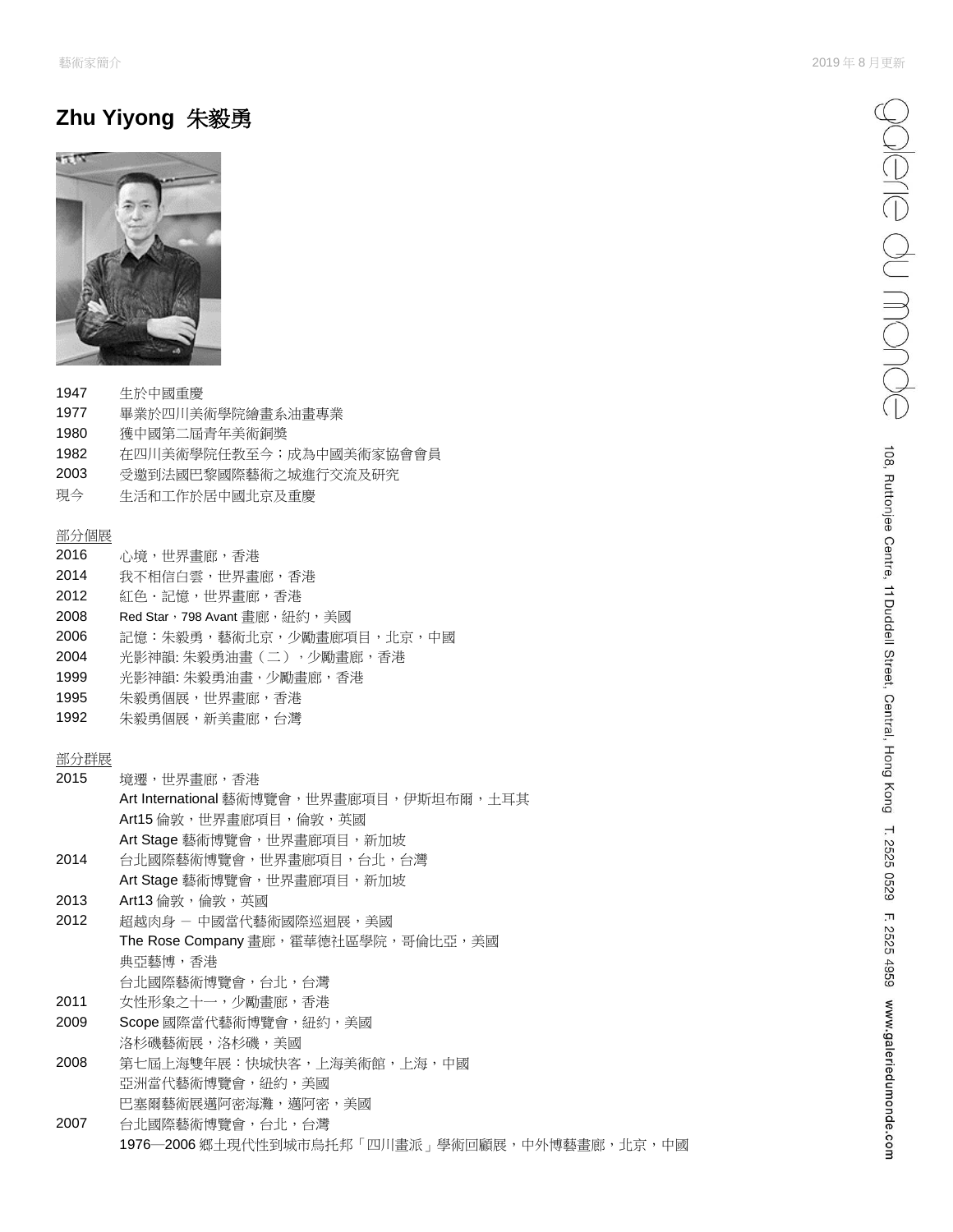# Zhu Yiyong 朱毅勇

1947 生於中國重慶
1977 畢業於四川美術學院繪畫系油畫專業
1980 獲中國第二屆青年美術銅獎
1982 在四川美術學院任教至今；成為中國美術家協會會員
2003 受邀到法國巴黎國際藝術之城進行交流及研究
現今 生活和工作於居中國北京及重慶

## 部分個展

2016 心境，世界畫廊，香港
2014 我不相信白雲，世界畫廊，香港
2012 紅色 · 記憶，世界畫廊，香港
2008 Red Star，798 Avant 畫廊，紐約，美國
2006 記憶：朱毅勇，藝術北京，少勵畫廊項目，北京，中國
2004 光影神韻: 朱毅勇油畫（二），少勵畫廊，香港
1999 光影神韻: 朱毅勇油畫，少勵畫廊，香港
1995 朱毅勇個展，世界畫廊，香港
1992 朱毅勇個展，新美畫廊，台灣

## 部分群展

2015 境遷，世界畫廊，香港
Art International 藝術博覽會，世界畫廊項目，伊斯坦布爾，土耳其
Art15 倫敦，世界畫廊項目，倫敦，英國
Art Stage 藝術博覽會，世界畫廊項目，新加坡
2014 台北國際藝術博覽會，世界畫廊項目，台北，台灣
Art Stage 藝術博覽會，世界畫廊項目，新加坡
2013 Art13 倫敦，倫敦，英國
2012 超越肉身 – 中國當代藝術國際巡迴展，美國
The Rose Company 畫廊，霍華德社區學院，哥倫比亞，美國
典亞藝博，香港
台北國際藝術博覽會，台北，台灣
2011 女性形象之十一，少勵畫廊，香港
2009 Scope 國際當代藝術博覽會，紐約，美國
洛杉磯藝術展，洛杉磯，美國
2008 第七屆上海雙年展：快城快客，上海美術館，上海，中國
亞洲當代藝術博覽會，紐約，美國
巴塞爾藝術展邁阿密海灘，邁阿密，美國
2007 台北國際藝術博覽會，台北，台灣
1976—2006 鄉土現代性到城市烏托邦「四川畫派」學術回顧展，中外博藝畫廊，北京，中國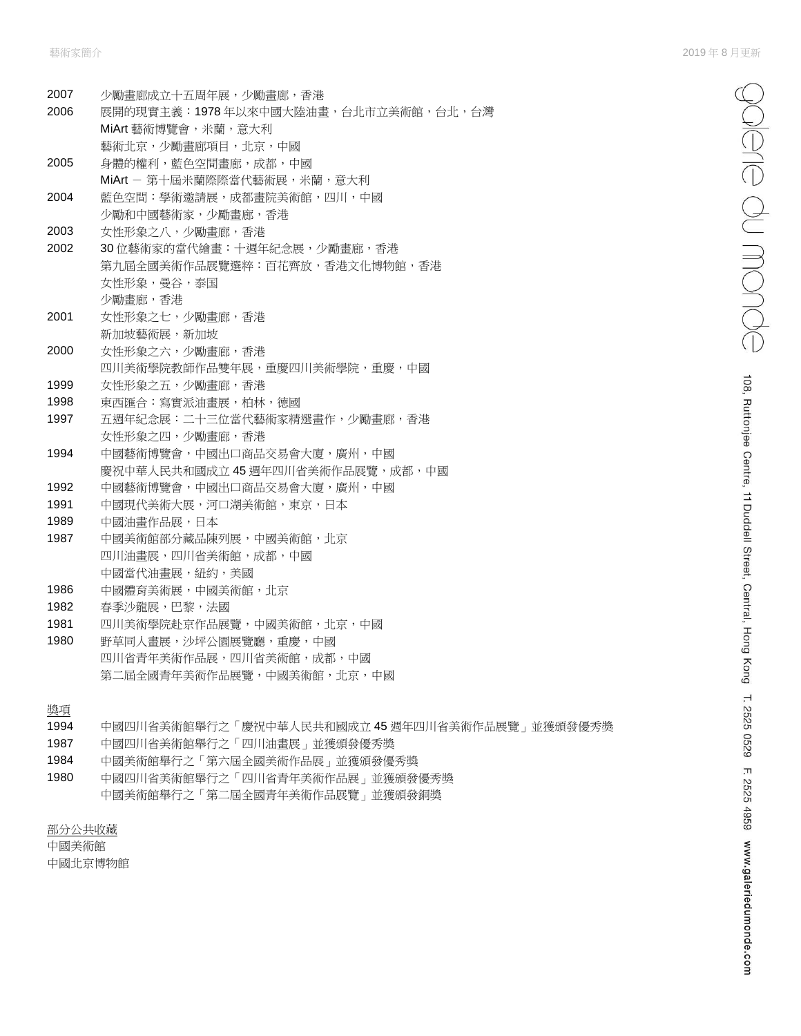2007　少勵畫廊成立十五周年展，少勵畫廊，香港
2006　展開的現實主義：1978 年以來中國大陸油畫，台北市立美術館，台北，台灣
　　　MiArt 藝術博覽會，米蘭，意大利
　　　藝術北京，少勵畫廊項目，北京，中國
2005　身體的權利，藍色空間畫廊，成都，中國
　　　MiArt － 第十屆米蘭際際當代藝術展，米蘭，意大利
2004　藍色空間：學術邀請展，成都畫院美術館，四川，中國
　　　少勵和中國藝術家，少勵畫廊，香港
2003　女性形象之八，少勵畫廊，香港
2002　30 位藝術家的當代繪畫：十週年紀念展，少勵畫廊，香港
　　　第九屆全國美術作品展覽選粹：百花齊放，香港文化博物館，香港
　　　女性形象，曼谷，泰国
　　　少勵畫廊，香港
2001　女性形象之七，少勵畫廊，香港
　　　新加坡藝術展，新加坡
2000　女性形象之六，少勵畫廊，香港
　　　四川美術學院教師作品雙年展，重慶四川美術學院，重慶，中國
1999　女性形象之五，少勵畫廊，香港
1998　東西匯合：寫實派油畫展，柏林，德國
1997　五週年紀念展：二十三位當代藝術家精選畫作，少勵畫廊，香港
　　　女性形象之四，少勵畫廊，香港
1994　中國藝術博覽會，中國出口商品交易會大廈，廣州，中國
　　　慶祝中華人民共和國成立 45 週年四川省美術作品展覽，成都，中國
1992　中國藝術博覽會，中國出口商品交易會大廈，廣州，中國
1991　中國現代美術大展，河口湖美術館，東京，日本
1989　中國油畫作品展，日本
1987　中國美術館部分藏品陳列展，中國美術館，北京
　　　四川油畫展，四川省美術館，成都，中國
　　　中國當代油畫展，紐約，美國
1986　中國體育美術展，中國美術館，北京
1982　春季沙龍展，巴黎，法國
1981　四川美術學院赴京作品展覽，中國美術館，北京，中國
1980　野草同人畫展，沙坪公園展覽廳，重慶，中國
　　　四川省青年美術作品展，四川省美術館，成都，中國
　　　第二屆全國青年美術作品展覽，中國美術館，北京，中國

獎項

1994　中國四川省美術館舉行之「慶祝中華人民共和國成立 45 週年四川省美術作品展覽」並獲頒發優秀獎
1987　中國四川省美術館舉行之「四川油畫展」並獲頒發優秀獎
1984　中國美術館舉行之「第六屆全國美術作品展」並獲頒發優秀獎
1980　中國四川省美術館舉行之「四川省青年美術作品展」並獲頒發優秀獎
　　　中國美術館舉行之「第二屆全國青年美術作品展覽」並獲頒發銅獎

部分公共收藏

中國美術館
中國北京博物館